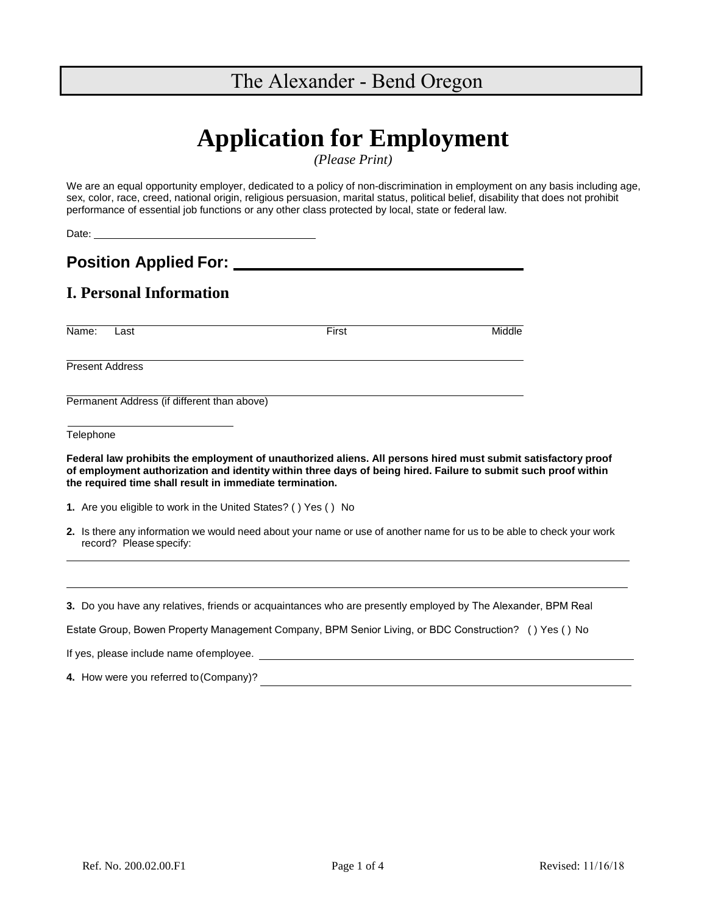# The Alexander - Bend Oregon

# Application for Employment

*(Please Print)*

We are an equal opportunity employer, dedicated to a policy of non-discrimination in employment on any basis including age, sex, color, race, creed, national origin, religious persuasion, marital status, political belief, disability that does not prohibit performance of essential job functions or any other class protected by local, state or federal law.

Date: ______________________________

## Position Applied For: ______________________________

## I. Personal Information

______________________________________________________________

Name: Last First Middle

______________________________________________________________

Present Address

______________________________________________________________

Permanent Address (if different than above)

______________________________

Telephone

**Federal law prohibits the employment of unauthorized aliens. All persons hired must submit satisfactory proof of employment authorization and identity within three days of being hired. Failure to submit such proof within the required time shall result in immediate termination.**

**1.** Are you eligible to work in the United States? ( ) Yes ( ) No

**2.** Is there any information we would need about your name or use of another name for us to be able to check your work record? Please specify:

______________________________________________________________

______________________________________________________________

**3.** Do you have any relatives, friends or acquaintances who are presently employed by The Alexander, BPM Real Estate Group, Bowen Property Management Company, BPM Senior Living, or BDC Construction? ( ) Yes ( ) No

If yes, please include name of employee. ______________________________

**4.** How were you referred to (Company)? ______________________________

Ref. No. 200.02.00.F1 Revised: 11/16/18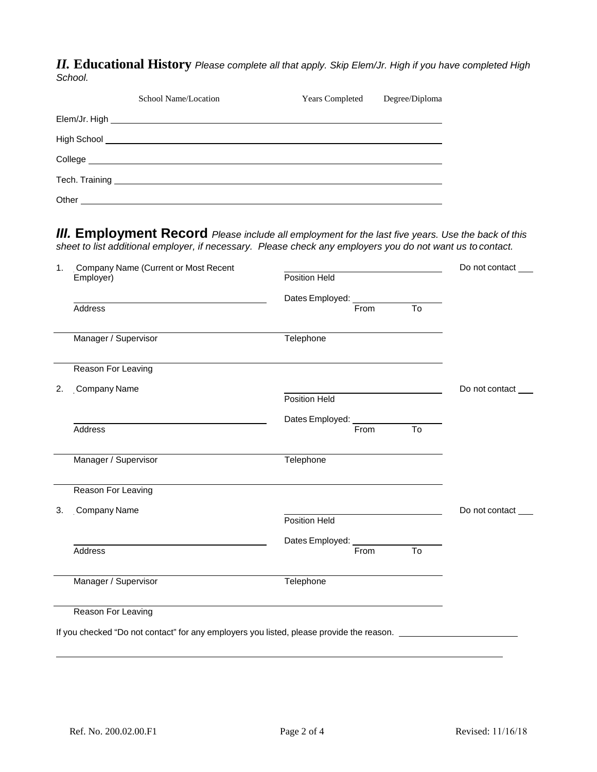## *II.* Educational History *Please complete all that apply. Skip Elem/Jr. High if you have completed High School.*

| | School Name/Location | Years Completed | Degree/Diploma |
|---|---|---|---|
| Elem/Jr. High | | | |
| High School | | | |
| College | | | |
| Tech. Training | | | |
| Other | | | |

## *III.* Employment Record *Please include all employment for the last five years. Use the back of this sheet to list additional employer, if necessary. Please check any employers you do not want us to contact.*

1. Company Name (Current or Most Recent Employer) ________ Position Held ________ Do not contact ___

   Address ________ Dates Employed: From ________ To ________

   Manager / Supervisor ________ Telephone ________

   Reason For Leaving ________

2. Company Name ________ Position Held ________ Do not contact ___

   Address ________ Dates Employed: From ________ To ________

   Manager / Supervisor ________ Telephone ________

   Reason For Leaving ________

3. Company Name ________ Position Held ________ Do not contact ___

   Address ________ Dates Employed: From ________ To ________

   Manager / Supervisor ________ Telephone ________

   Reason For Leaving ________

If you checked "Do not contact" for any employers you listed, please provide the reason. ________

________

Ref. No. 200.02.00.F1 Revised: 11/16/18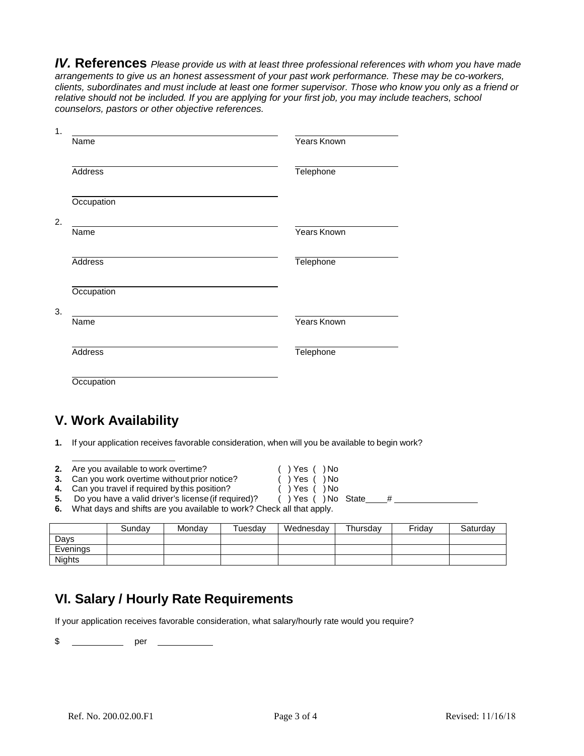## *IV.* References

*Please provide us with at least three professional references with whom you have made arrangements to give us an honest assessment of your past work performance. These may be co-workers, clients, subordinates and must include at least one former supervisor. Those who know you only as a friend or relative should not be included. If you are applying for your first job, you may include teachers, school counselors, pastors or other objective references.*

1.

______________________________ ______________
Name Years Known

______________________________ ______________
Address Telephone

______________________________
Occupation

2.

______________________________ ______________
Name Years Known

______________________________ ______________
Address Telephone

______________________________
Occupation

3.

______________________________ ______________
Name Years Known

______________________________ ______________
Address Telephone

______________________________
Occupation

## V. Work Availability

**1.** If your application receives favorable consideration, when will you be available to begin work?

______________________

**2.** Are you available to work overtime? ( ) Yes ( ) No
**3.** Can you work overtime without prior notice? ( ) Yes ( ) No
**4.** Can you travel if required by this position? ( ) Yes ( ) No
**5.** Do you have a valid driver's license (if required)? ( ) Yes ( ) No State____# ______________
**6.** What days and shifts are you available to work? Check all that apply.

| | Sunday | Monday | Tuesday | Wednesday | Thursday | Friday | Saturday |
|---|---|---|---|---|---|---|---|
| Days | | | | | | | |
| Evenings | | | | | | | |
| Nights | | | | | | | |

## VI. Salary / Hourly Rate Requirements

If your application receives favorable consideration, what salary/hourly rate would you require?

$ __________ per __________

Ref. No. 200.02.00.F1 Revised: 11/16/18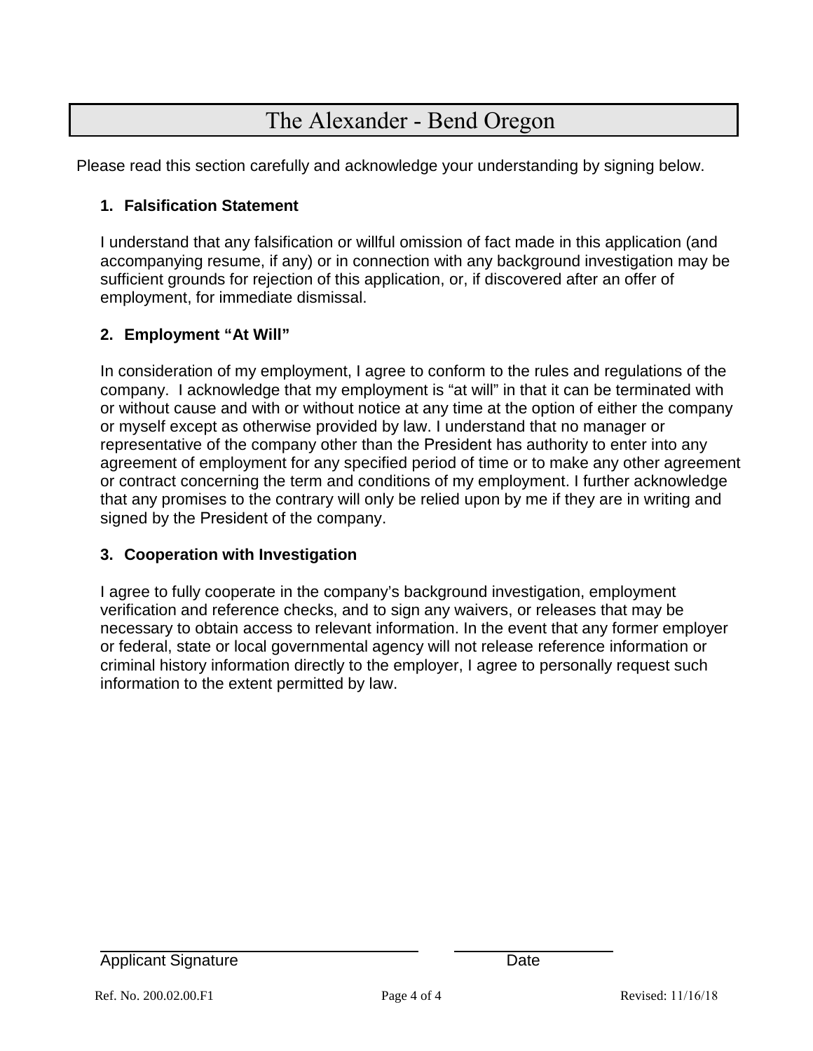# The Alexander - Bend Oregon

Please read this section carefully and acknowledge your understanding by signing below.

1. **Falsification Statement**

   I understand that any falsification or willful omission of fact made in this application (and accompanying resume, if any) or in connection with any background investigation may be sufficient grounds for rejection of this application, or, if discovered after an offer of employment, for immediate dismissal.

2. **Employment "At Will"**

   In consideration of my employment, I agree to conform to the rules and regulations of the company. I acknowledge that my employment is "at will" in that it can be terminated with or without cause and with or without notice at any time at the option of either the company or myself except as otherwise provided by law. I understand that no manager or representative of the company other than the President has authority to enter into any agreement of employment for any specified period of time or to make any other agreement or contract concerning the term and conditions of my employment. I further acknowledge that any promises to the contrary will only be relied upon by me if they are in writing and signed by the President of the company.

3. **Cooperation with Investigation**

   I agree to fully cooperate in the company's background investigation, employment verification and reference checks, and to sign any waivers, or releases that may be necessary to obtain access to relevant information. In the event that any former employer or federal, state or local governmental agency will not release reference information or criminal history information directly to the employer, I agree to personally request such information to the extent permitted by law.

\_\_\_\_\_\_\_\_\_\_\_\_\_\_\_\_\_\_\_\_\_\_\_\_\_\_\_\_\_\_ \_\_\_\_\_\_\_\_\_\_\_\_\_\_\_
Applicant Signature Date

Ref. No. 200.02.00.F1 Revised: 11/16/18